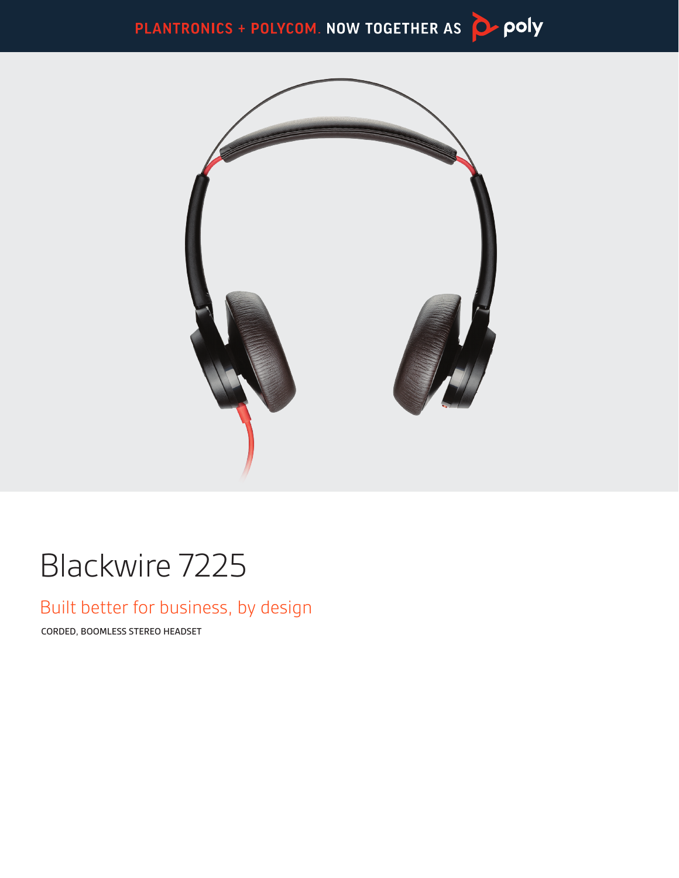PLANTRONICS + POLYCOM. NOW TOGETHER AS poly

# Blackwire 7225

## Built better for business, by design

CORDED, BOOMLESS STEREO HEADSET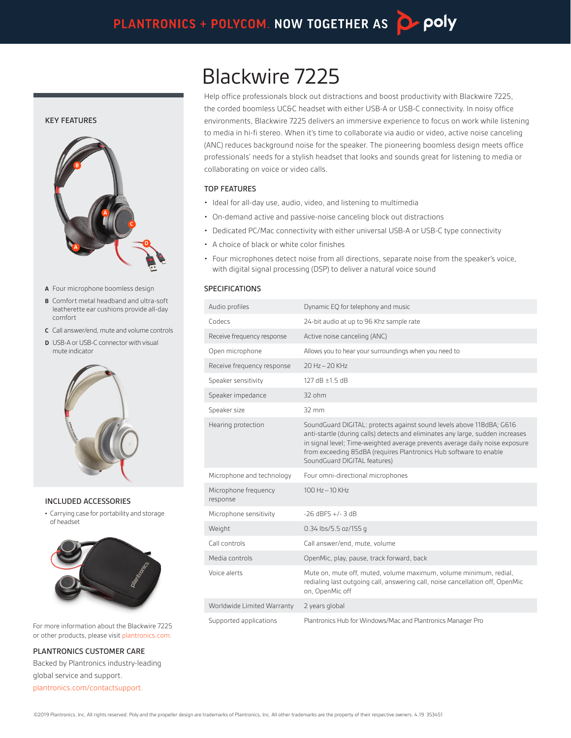PLANTRONICS + POLYCOM. NOW TOGETHER AS poly

# Blackwire 7225

Help office professionals block out distractions and boost productivity with Blackwire 7225, the corded boomless UC&C headset with either USB-A or USB-C connectivity. In noisy office environments, Blackwire 7225 delivers an immersive experience to focus on work while listening to media in hi-fi stereo. When it's time to collaborate via audio or video, active noise canceling (ANC) reduces background noise for the speaker. The pioneering boomless design meets office professionals' needs for a stylish headset that looks and sounds great for listening to media or collaborating on voice or video calls.

## KEY FEATURES

- **A** Four microphone boomless design
- **B** Comfort metal headband and ultra-soft leatherette ear cushions provide all-day comfort
- **C** Call answer/end, mute and volume controls
- **D** USB-A or USB-C connector with visual mute indicator

## TOP FEATURES

- Ideal for all-day use, audio, video, and listening to multimedia
- On-demand active and passive-noise canceling block out distractions
- Dedicated PC/Mac connectivity with either universal USB-A or USB-C type connectivity
- A choice of black or white color finishes
- Four microphones detect noise from all directions, separate noise from the speaker's voice, with digital signal processing (DSP) to deliver a natural voice sound

## SPECIFICATIONS

| | |
|---|---|
| Audio profiles | Dynamic EQ for telephony and music |
| Codecs | 24-bit audio at up to 96 Khz sample rate |
| Receive frequency response | Active noise canceling (ANC) |
| Open microphone | Allows you to hear your surroundings when you need to |
| Receive frequency response | 20 Hz – 20 KHz |
| Speaker sensitivity | 127 dB ±1.5 dB |
| Speaker impedance | 32 ohm |
| Speaker size | 32 mm |
| Hearing protection | SoundGuard DIGITAL: protects against sound levels above 118dBA; G616 anti-startle (during calls) detects and eliminates any large, sudden increases in signal level; Time-weighted average prevents average daily noise exposure from exceeding 85dBA (requires Plantronics Hub software to enable SoundGuard DIGITAL features) |
| Microphone and technology | Four omni-directional microphones |
| Microphone frequency response | 100 Hz – 10 KHz |
| Microphone sensitivity | -26 dBFS +/- 3 dB |
| Weight | 0.34 lbs/5.5 oz/155 g |
| Call controls | Call answer/end, mute, volume |
| Media controls | OpenMic, play, pause, track forward, back |
| Voice alerts | Mute on, mute off, muted, volume maximum, volume minimum, redial, redialing last outgoing call, answering call, noise cancellation off, OpenMic on, OpenMic off |
| Worldwide Limited Warranty | 2 years global |
| Supported applications | Plantronics Hub for Windows/Mac and Plantronics Manager Pro |

## INCLUDED ACCESSORIES

- Carrying case for portability and storage of headset

For more information about the Blackwire 7225 or other products, please visit plantronics.com.

## PLANTRONICS CUSTOMER CARE

Backed by Plantronics industry-leading global service and support.
plantronics.com/contactsupport.

©2019 Plantronics, Inc. All rights reserved. Poly and the propeller design are trademarks of Plantronics, Inc. All other trademarks are the property of their respective owners. 4.19 353451